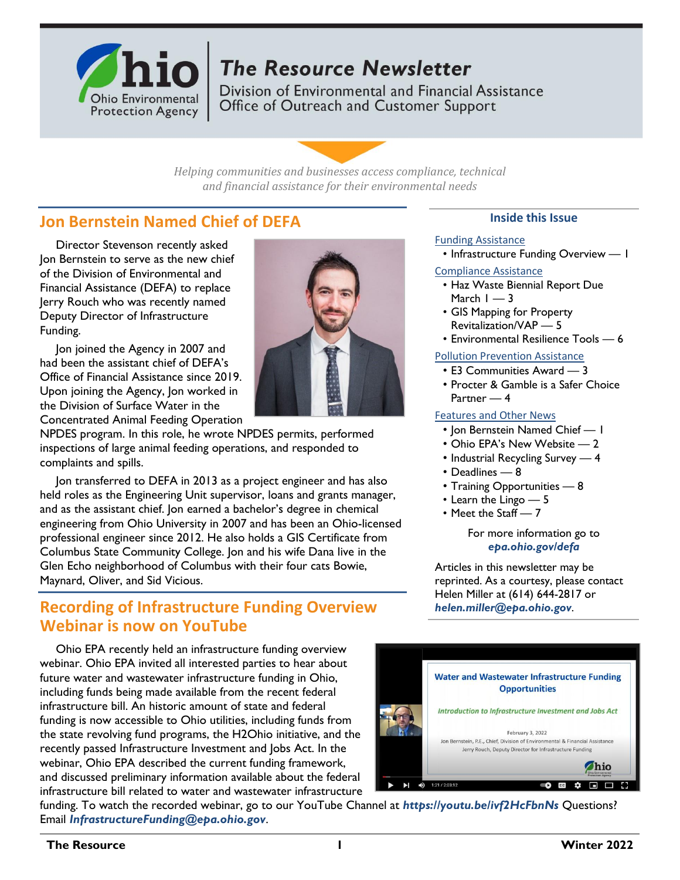# The Resource Newsletter

Division of Environmental and Financial Assistance
Office of Outreach and Customer Support

*Helping communities and businesses access compliance, technical and financial assistance for their environmental needs*

## Jon Bernstein Named Chief of DEFA

Director Stevenson recently asked Jon Bernstein to serve as the new chief of the Division of Environmental and Financial Assistance (DEFA) to replace Jerry Rouch who was recently named Deputy Director of Infrastructure Funding.

Jon joined the Agency in 2007 and had been the assistant chief of DEFA's Office of Financial Assistance since 2019. Upon joining the Agency, Jon worked in the Division of Surface Water in the Concentrated Animal Feeding Operation NPDES program. In this role, he wrote NPDES permits, performed inspections of large animal feeding operations, and responded to complaints and spills.

Jon transferred to DEFA in 2013 as a project engineer and has also held roles as the Engineering Unit supervisor, loans and grants manager, and as the assistant chief. Jon earned a bachelor's degree in chemical engineering from Ohio University in 2007 and has been an Ohio-licensed professional engineer since 2012. He also holds a GIS Certificate from Columbus State Community College. Jon and his wife Dana live in the Glen Echo neighborhood of Columbus with their four cats Bowie, Maynard, Oliver, and Sid Vicious.

## Recording of Infrastructure Funding Overview Webinar is now on YouTube

Ohio EPA recently held an infrastructure funding overview webinar. Ohio EPA invited all interested parties to hear about future water and wastewater infrastructure funding in Ohio, including funds being made available from the recent federal infrastructure bill. An historic amount of state and federal funding is now accessible to Ohio utilities, including funds from the state revolving fund programs, the H2Ohio initiative, and the recently passed Infrastructure Investment and Jobs Act. In the webinar, Ohio EPA described the current funding framework, and discussed preliminary information available about the federal infrastructure bill related to water and wastewater infrastructure funding. To watch the recorded webinar, go to our YouTube Channel at ***https://youtu.be/ivf2HcFbnNs*** Questions? Email ***InfrastructureFunding@epa.ohio.gov***.

### Inside this Issue

Funding Assistance
- Infrastructure Funding Overview — 1

Compliance Assistance
- Haz Waste Biennial Report Due March 1 — 3
- GIS Mapping for Property Revitalization/VAP — 5
- Environmental Resilience Tools — 6

Pollution Prevention Assistance
- E3 Communities Award — 3
- Procter & Gamble is a Safer Choice Partner — 4

Features and Other News
- Jon Bernstein Named Chief — 1
- Ohio EPA's New Website — 2
- Industrial Recycling Survey — 4
- Deadlines — 8
- Training Opportunities — 8
- Learn the Lingo — 5
- Meet the Staff — 7

For more information go to ***epa.ohio.gov/defa***

Articles in this newsletter may be reprinted. As a courtesy, please contact Helen Miller at (614) 644-2817 or ***helen.miller@epa.ohio.gov***.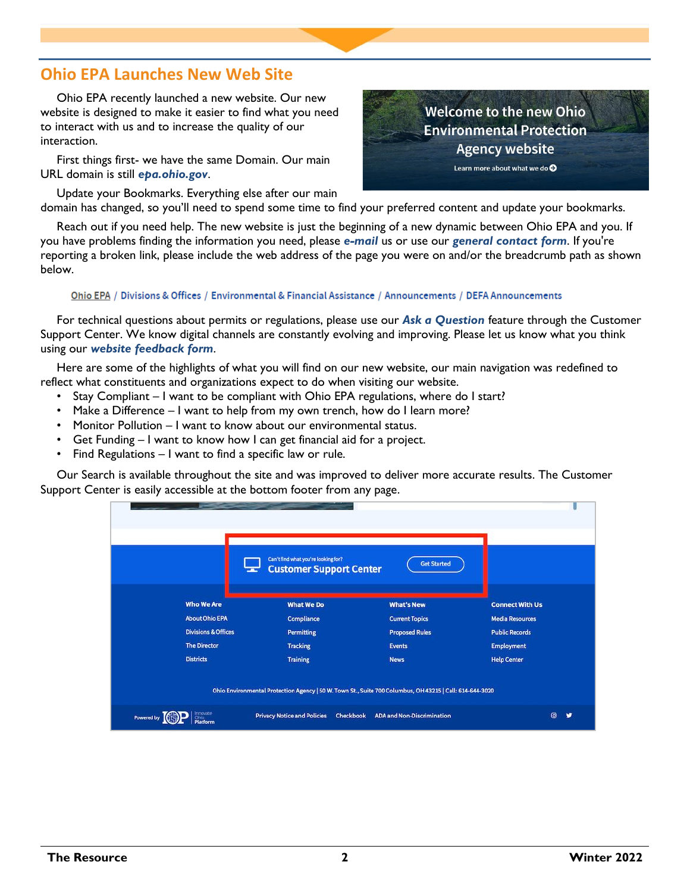## Ohio EPA Launches New Web Site

Ohio EPA recently launched a new website. Our new website is designed to make it easier to find what you need to interact with us and to increase the quality of our interaction.

First things first- we have the same Domain. Our main URL domain is still ***epa.ohio.gov***.

Update your Bookmarks. Everything else after our main domain has changed, so you'll need to spend some time to find your preferred content and update your bookmarks.

Reach out if you need help. The new website is just the beginning of a new dynamic between Ohio EPA and you. If you have problems finding the information you need, please ***e-mail*** us or use our ***general contact form***. If you're reporting a broken link, please include the web address of the page you were on and/or the breadcrumb path as shown below.

Ohio EPA / Divisions & Offices / Environmental & Financial Assistance / Announcements / DEFA Announcements

For technical questions about permits or regulations, please use our ***Ask a Question*** feature through the Customer Support Center. We know digital channels are constantly evolving and improving. Please let us know what you think using our ***website feedback form***.

Here are some of the highlights of what you will find on our new website, our main navigation was redefined to reflect what constituents and organizations expect to do when visiting our website.

- Stay Compliant – I want to be compliant with Ohio EPA regulations, where do I start?
- Make a Difference – I want to help from my own trench, how do I learn more?
- Monitor Pollution – I want to know about our environmental status.
- Get Funding – I want to know how I can get financial aid for a project.
- Find Regulations – I want to find a specific law or rule.

Our Search is available throughout the site and was improved to deliver more accurate results. The Customer Support Center is easily accessible at the bottom footer from any page.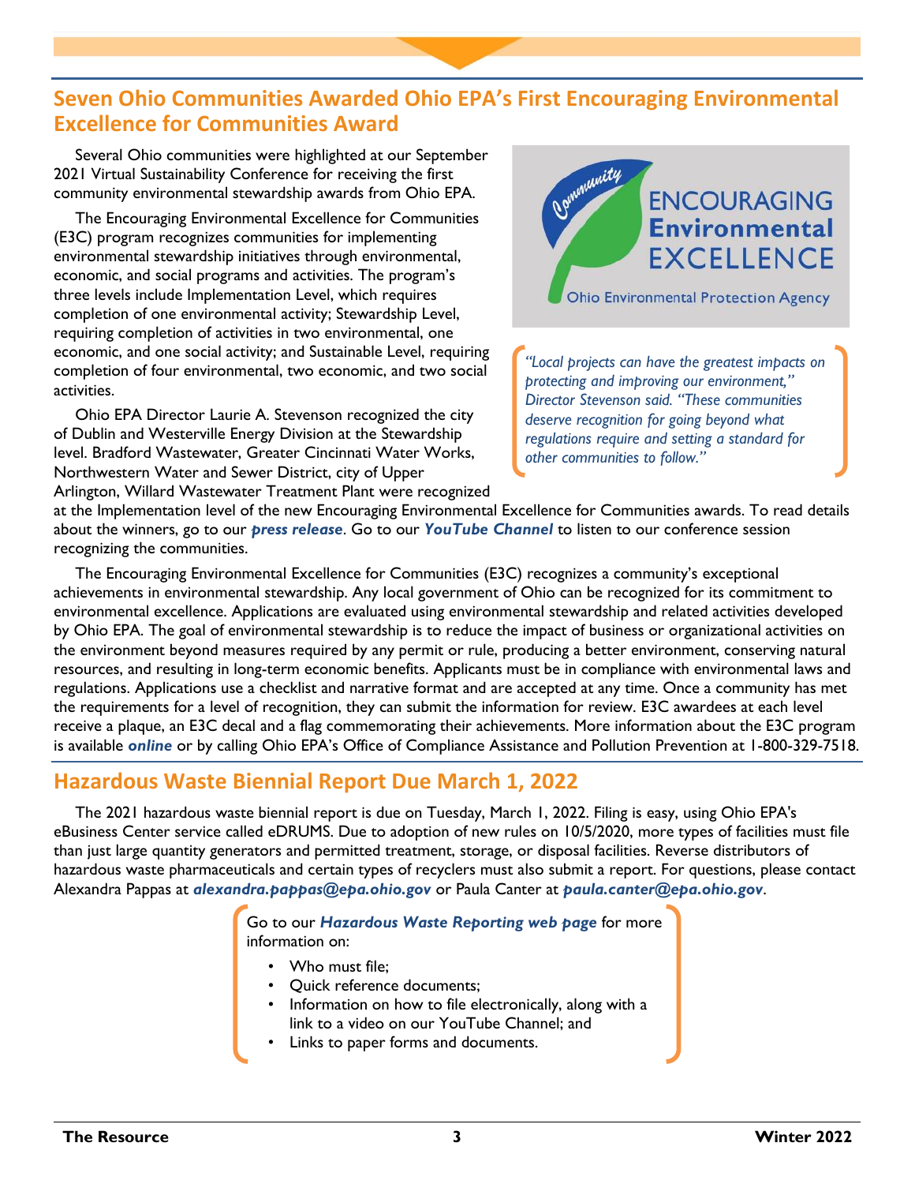## Seven Ohio Communities Awarded Ohio EPA's First Encouraging Environmental Excellence for Communities Award

Several Ohio communities were highlighted at our September 2021 Virtual Sustainability Conference for receiving the first community environmental stewardship awards from Ohio EPA.

The Encouraging Environmental Excellence for Communities (E3C) program recognizes communities for implementing environmental stewardship initiatives through environmental, economic, and social programs and activities. The program's three levels include Implementation Level, which requires completion of one environmental activity; Stewardship Level, requiring completion of activities in two environmental, one economic, and one social activity; and Sustainable Level, requiring completion of four environmental, two economic, and two social activities.

Ohio EPA Director Laurie A. Stevenson recognized the city of Dublin and Westerville Energy Division at the Stewardship level. Bradford Wastewater, Greater Cincinnati Water Works, Northwestern Water and Sewer District, city of Upper Arlington, Willard Wastewater Treatment Plant were recognized at the Implementation level of the new Encouraging Environmental Excellence for Communities awards. To read details about the winners, go to our ***press release***. Go to our ***YouTube Channel*** to listen to our conference session recognizing the communities.

Community ENCOURAGING **Environmental** EXCELLENCE
Ohio Environmental Protection Agency

*"Local projects can have the greatest impacts on protecting and improving our environment," Director Stevenson said. "These communities deserve recognition for going beyond what regulations require and setting a standard for other communities to follow."*

The Encouraging Environmental Excellence for Communities (E3C) recognizes a community's exceptional achievements in environmental stewardship. Any local government of Ohio can be recognized for its commitment to environmental excellence. Applications are evaluated using environmental stewardship and related activities developed by Ohio EPA. The goal of environmental stewardship is to reduce the impact of business or organizational activities on the environment beyond measures required by any permit or rule, producing a better environment, conserving natural resources, and resulting in long-term economic benefits. Applicants must be in compliance with environmental laws and regulations. Applications use a checklist and narrative format and are accepted at any time. Once a community has met the requirements for a level of recognition, they can submit the information for review. E3C awardees at each level receive a plaque, an E3C decal and a flag commemorating their achievements. More information about the E3C program is available ***online*** or by calling Ohio EPA's Office of Compliance Assistance and Pollution Prevention at 1-800-329-7518.

## Hazardous Waste Biennial Report Due March 1, 2022

The 2021 hazardous waste biennial report is due on Tuesday, March 1, 2022. Filing is easy, using Ohio EPA's eBusiness Center service called eDRUMS. Due to adoption of new rules on 10/5/2020, more types of facilities must file than just large quantity generators and permitted treatment, storage, or disposal facilities. Reverse distributors of hazardous waste pharmaceuticals and certain types of recyclers must also submit a report. For questions, please contact Alexandra Pappas at ***alexandra.pappas@epa.ohio.gov*** or Paula Canter at ***paula.canter@epa.ohio.gov***.

Go to our ***Hazardous Waste Reporting web page*** for more information on:

- Who must file;
- Quick reference documents;
- Information on how to file electronically, along with a link to a video on our YouTube Channel; and
- Links to paper forms and documents.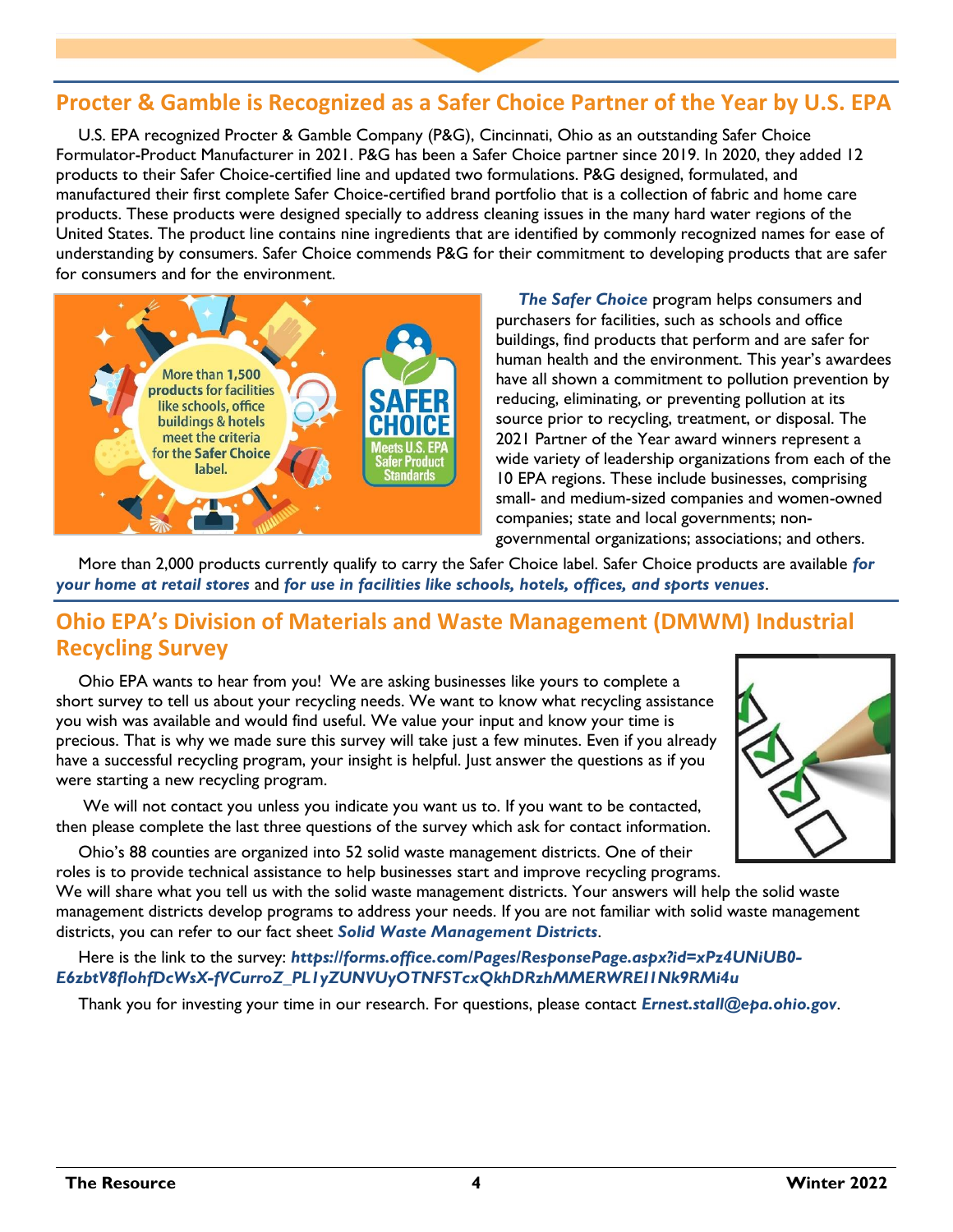## Procter & Gamble is Recognized as a Safer Choice Partner of the Year by U.S. EPA

U.S. EPA recognized Procter & Gamble Company (P&G), Cincinnati, Ohio as an outstanding Safer Choice Formulator-Product Manufacturer in 2021. P&G has been a Safer Choice partner since 2019. In 2020, they added 12 products to their Safer Choice-certified line and updated two formulations. P&G designed, formulated, and manufactured their first complete Safer Choice-certified brand portfolio that is a collection of fabric and home care products. These products were designed specially to address cleaning issues in the many hard water regions of the United States. The product line contains nine ingredients that are identified by commonly recognized names for ease of understanding by consumers. Safer Choice commends P&G for their commitment to developing products that are safer for consumers and for the environment.

***The Safer Choice*** program helps consumers and purchasers for facilities, such as schools and office buildings, find products that perform and are safer for human health and the environment. This year's awardees have all shown a commitment to pollution prevention by reducing, eliminating, or preventing pollution at its source prior to recycling, treatment, or disposal. The 2021 Partner of the Year award winners represent a wide variety of leadership organizations from each of the 10 EPA regions. These include businesses, comprising small- and medium-sized companies and women-owned companies; state and local governments; non-governmental organizations; associations; and others.

More than 2,000 products currently qualify to carry the Safer Choice label. Safer Choice products are available ***for your home at retail stores*** and ***for use in facilities like schools, hotels, offices, and sports venues***.

## Ohio EPA's Division of Materials and Waste Management (DMWM) Industrial Recycling Survey

Ohio EPA wants to hear from you! We are asking businesses like yours to complete a short survey to tell us about your recycling needs. We want to know what recycling assistance you wish was available and would find useful. We value your input and know your time is precious. That is why we made sure this survey will take just a few minutes. Even if you already have a successful recycling program, your insight is helpful. Just answer the questions as if you were starting a new recycling program.

We will not contact you unless you indicate you want us to. If you want to be contacted, then please complete the last three questions of the survey which ask for contact information.

Ohio's 88 counties are organized into 52 solid waste management districts. One of their roles is to provide technical assistance to help businesses start and improve recycling programs. We will share what you tell us with the solid waste management districts. Your answers will help the solid waste management districts develop programs to address your needs. If you are not familiar with solid waste management districts, you can refer to our fact sheet ***Solid Waste Management Districts***.

Here is the link to the survey: ***https://forms.office.com/Pages/ResponsePage.aspx?id=xPz4UNiUB0-E6zbtV8flohfDcWsX-fVCurroZ_PL1yZUNVUyOTNFSTcxQkhDRzhMMERWREI1Nk9RMi4u***

Thank you for investing your time in our research. For questions, please contact ***Ernest.stall@epa.ohio.gov***.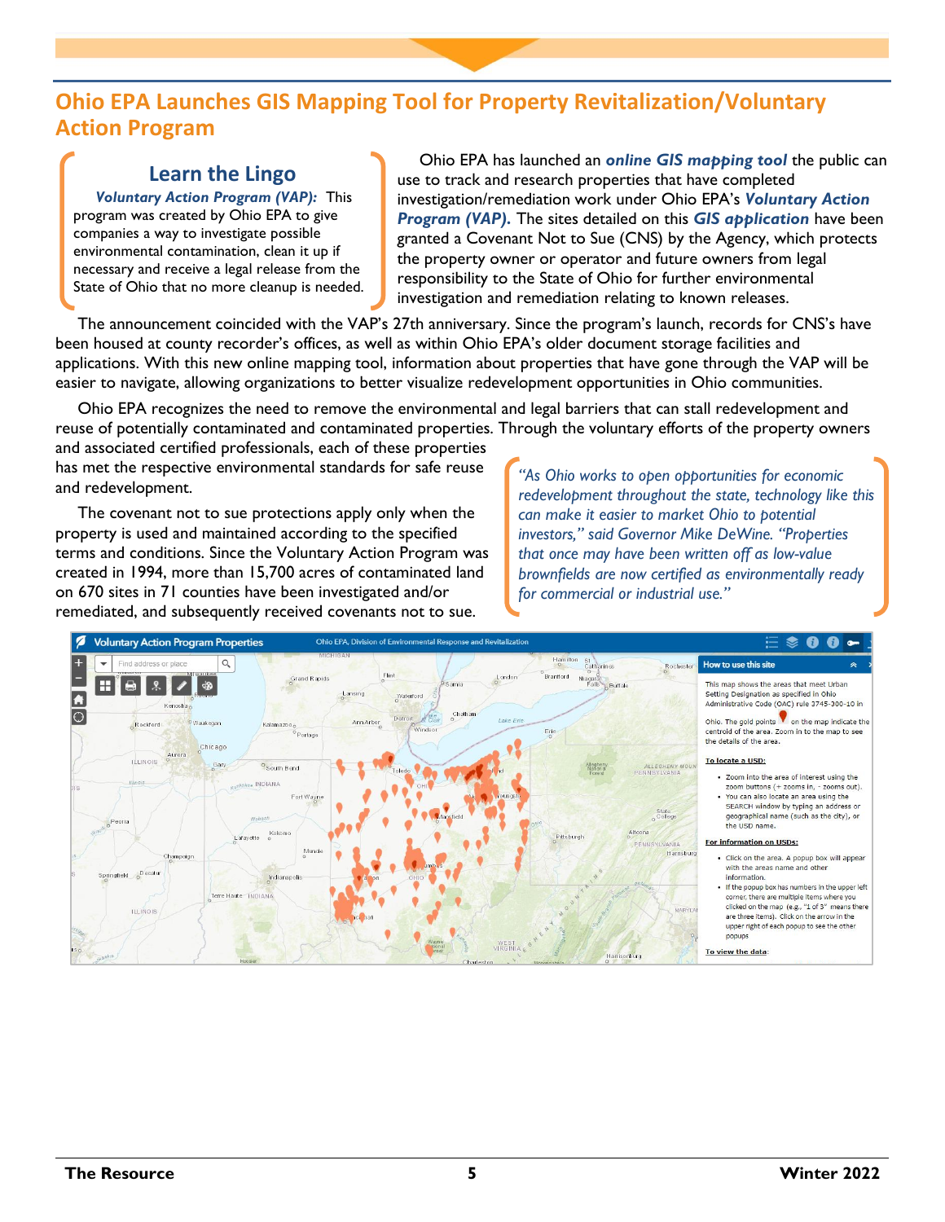## Ohio EPA Launches GIS Mapping Tool for Property Revitalization/Voluntary Action Program

### Learn the Lingo

***Voluntary Action Program (VAP):*** This program was created by Ohio EPA to give companies a way to investigate possible environmental contamination, clean it up if necessary and receive a legal release from the State of Ohio that no more cleanup is needed.

Ohio EPA has launched an ***online GIS mapping tool*** the public can use to track and research properties that have completed investigation/remediation work under Ohio EPA's ***Voluntary Action Program (VAP).*** The sites detailed on this ***GIS application*** have been granted a Covenant Not to Sue (CNS) by the Agency, which protects the property owner or operator and future owners from legal responsibility to the State of Ohio for further environmental investigation and remediation relating to known releases.

The announcement coincided with the VAP's 27th anniversary. Since the program's launch, records for CNS's have been housed at county recorder's offices, as well as within Ohio EPA's older document storage facilities and applications. With this new online mapping tool, information about properties that have gone through the VAP will be easier to navigate, allowing organizations to better visualize redevelopment opportunities in Ohio communities.

Ohio EPA recognizes the need to remove the environmental and legal barriers that can stall redevelopment and reuse of potentially contaminated and contaminated properties. Through the voluntary efforts of the property owners and associated certified professionals, each of these properties has met the respective environmental standards for safe reuse and redevelopment.

The covenant not to sue protections apply only when the property is used and maintained according to the specified terms and conditions. Since the Voluntary Action Program was created in 1994, more than 15,700 acres of contaminated land on 670 sites in 71 counties have been investigated and/or remediated, and subsequently received covenants not to sue.

*"As Ohio works to open opportunities for economic redevelopment throughout the state, technology like this can make it easier to market Ohio to potential investors," said Governor Mike DeWine. "Properties that once may have been written off as low-value brownfields are now certified as environmentally ready for commercial or industrial use."*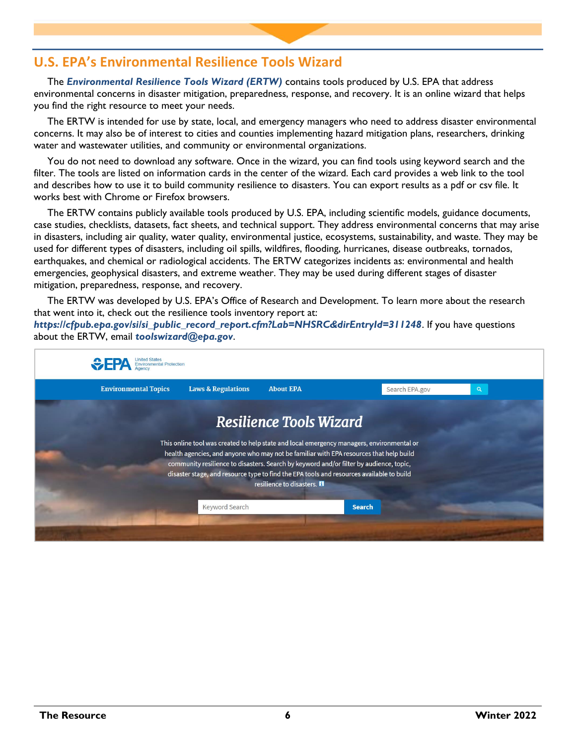## U.S. EPA's Environmental Resilience Tools Wizard

The ***Environmental Resilience Tools Wizard (ERTW)*** contains tools produced by U.S. EPA that address environmental concerns in disaster mitigation, preparedness, response, and recovery. It is an online wizard that helps you find the right resource to meet your needs.

The ERTW is intended for use by state, local, and emergency managers who need to address disaster environmental concerns. It may also be of interest to cities and counties implementing hazard mitigation plans, researchers, drinking water and wastewater utilities, and community or environmental organizations.

You do not need to download any software. Once in the wizard, you can find tools using keyword search and the filter. The tools are listed on information cards in the center of the wizard. Each card provides a web link to the tool and describes how to use it to build community resilience to disasters. You can export results as a pdf or csv file. It works best with Chrome or Firefox browsers.

The ERTW contains publicly available tools produced by U.S. EPA, including scientific models, guidance documents, case studies, checklists, datasets, fact sheets, and technical support. They address environmental concerns that may arise in disasters, including air quality, water quality, environmental justice, ecosystems, sustainability, and waste. They may be used for different types of disasters, including oil spills, wildfires, flooding, hurricanes, disease outbreaks, tornados, earthquakes, and chemical or radiological accidents. The ERTW categorizes incidents as: environmental and health emergencies, geophysical disasters, and extreme weather. They may be used during different stages of disaster mitigation, preparedness, response, and recovery.

The ERTW was developed by U.S. EPA's Office of Research and Development. To learn more about the research that went into it, check out the resilience tools inventory report at: ***https://cfpub.epa.gov/si/si_public_record_report.cfm?Lab=NHSRC&dirEntryId=311248***. If you have questions about the ERTW, email ***toolswizard@epa.gov***.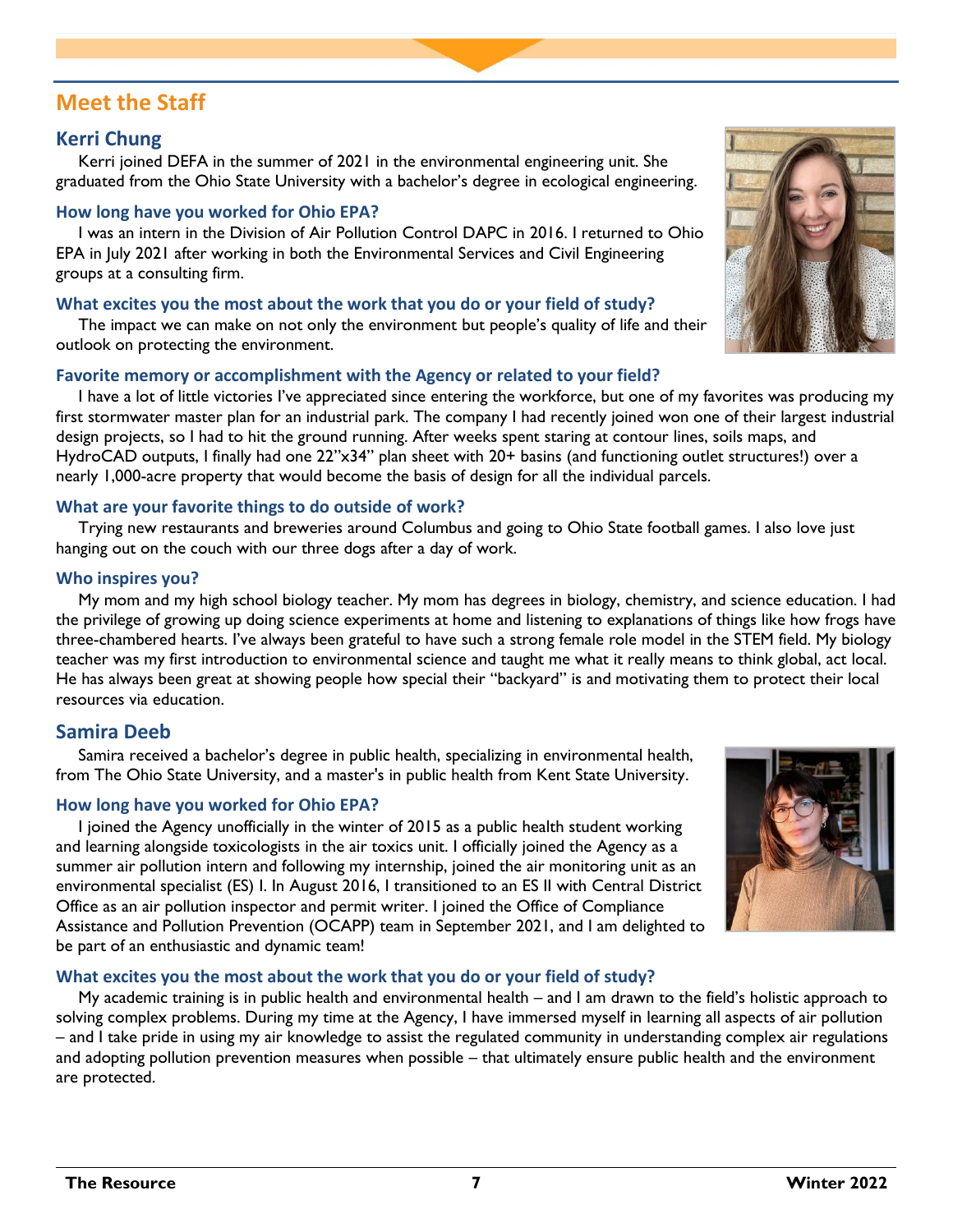## Meet the Staff

### Kerri Chung

Kerri joined DEFA in the summer of 2021 in the environmental engineering unit. She graduated from the Ohio State University with a bachelor's degree in ecological engineering.

#### How long have you worked for Ohio EPA?

I was an intern in the Division of Air Pollution Control DAPC in 2016. I returned to Ohio EPA in July 2021 after working in both the Environmental Services and Civil Engineering groups at a consulting firm.

#### What excites you the most about the work that you do or your field of study?

The impact we can make on not only the environment but people's quality of life and their outlook on protecting the environment.

#### Favorite memory or accomplishment with the Agency or related to your field?

I have a lot of little victories I've appreciated since entering the workforce, but one of my favorites was producing my first stormwater master plan for an industrial park. The company I had recently joined won one of their largest industrial design projects, so I had to hit the ground running. After weeks spent staring at contour lines, soils maps, and HydroCAD outputs, I finally had one 22"x34" plan sheet with 20+ basins (and functioning outlet structures!) over a nearly 1,000-acre property that would become the basis of design for all the individual parcels.

#### What are your favorite things to do outside of work?

Trying new restaurants and breweries around Columbus and going to Ohio State football games. I also love just hanging out on the couch with our three dogs after a day of work.

#### Who inspires you?

My mom and my high school biology teacher. My mom has degrees in biology, chemistry, and science education. I had the privilege of growing up doing science experiments at home and listening to explanations of things like how frogs have three-chambered hearts. I've always been grateful to have such a strong female role model in the STEM field. My biology teacher was my first introduction to environmental science and taught me what it really means to think global, act local. He has always been great at showing people how special their "backyard" is and motivating them to protect their local resources via education.

### Samira Deeb

Samira received a bachelor's degree in public health, specializing in environmental health, from The Ohio State University, and a master's in public health from Kent State University.

#### How long have you worked for Ohio EPA?

I joined the Agency unofficially in the winter of 2015 as a public health student working and learning alongside toxicologists in the air toxics unit. I officially joined the Agency as a summer air pollution intern and following my internship, joined the air monitoring unit as an environmental specialist (ES) I. In August 2016, I transitioned to an ES II with Central District Office as an air pollution inspector and permit writer. I joined the Office of Compliance Assistance and Pollution Prevention (OCAPP) team in September 2021, and I am delighted to be part of an enthusiastic and dynamic team!

#### What excites you the most about the work that you do or your field of study?

My academic training is in public health and environmental health – and I am drawn to the field's holistic approach to solving complex problems. During my time at the Agency, I have immersed myself in learning all aspects of air pollution – and I take pride in using my air knowledge to assist the regulated community in understanding complex air regulations and adopting pollution prevention measures when possible – that ultimately ensure public health and the environment are protected.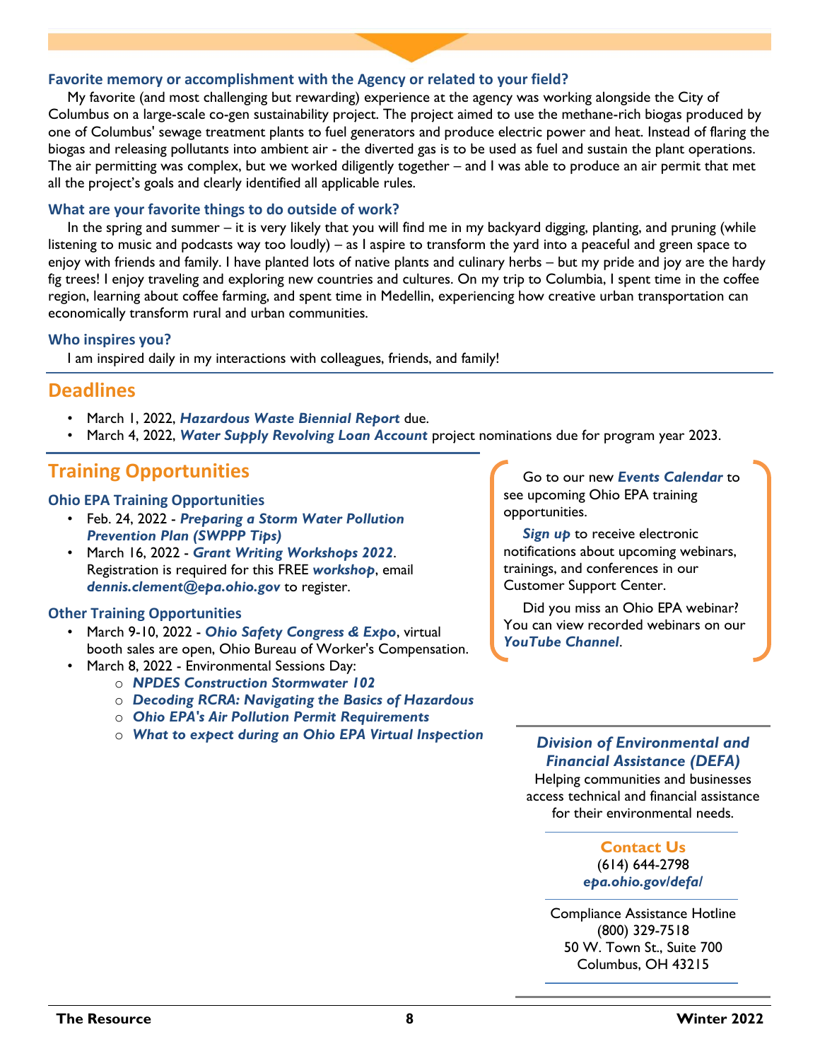### Favorite memory or accomplishment with the Agency or related to your field?

My favorite (and most challenging but rewarding) experience at the agency was working alongside the City of Columbus on a large-scale co-gen sustainability project. The project aimed to use the methane-rich biogas produced by one of Columbus' sewage treatment plants to fuel generators and produce electric power and heat. Instead of flaring the biogas and releasing pollutants into ambient air - the diverted gas is to be used as fuel and sustain the plant operations. The air permitting was complex, but we worked diligently together – and I was able to produce an air permit that met all the project's goals and clearly identified all applicable rules.

### What are your favorite things to do outside of work?

In the spring and summer – it is very likely that you will find me in my backyard digging, planting, and pruning (while listening to music and podcasts way too loudly) – as I aspire to transform the yard into a peaceful and green space to enjoy with friends and family. I have planted lots of native plants and culinary herbs – but my pride and joy are the hardy fig trees! I enjoy traveling and exploring new countries and cultures. On my trip to Columbia, I spent time in the coffee region, learning about coffee farming, and spent time in Medellin, experiencing how creative urban transportation can economically transform rural and urban communities.

### Who inspires you?

I am inspired daily in my interactions with colleagues, friends, and family!

## Deadlines

- March 1, 2022, ***Hazardous Waste Biennial Report*** due.
- March 4, 2022, ***Water Supply Revolving Loan Account*** project nominations due for program year 2023.

## Training Opportunities

### Ohio EPA Training Opportunities

- Feb. 24, 2022 - ***Preparing a Storm Water Pollution Prevention Plan (SWPPP Tips)***
- March 16, 2022 - ***Grant Writing Workshops 2022***. Registration is required for this FREE ***workshop***, email ***dennis.clement@epa.ohio.gov*** to register.

### Other Training Opportunities

- March 9-10, 2022 - ***Ohio Safety Congress & Expo***, virtual booth sales are open, Ohio Bureau of Worker's Compensation.
- March 8, 2022 - Environmental Sessions Day:
  - ***NPDES Construction Stormwater 102***
  - ***Decoding RCRA: Navigating the Basics of Hazardous***
  - ***Ohio EPA's Air Pollution Permit Requirements***
  - ***What to expect during an Ohio EPA Virtual Inspection***

Go to our new ***Events Calendar*** to see upcoming Ohio EPA training opportunities.

***Sign up*** to receive electronic notifications about upcoming webinars, trainings, and conferences in our Customer Support Center.

Did you miss an Ohio EPA webinar? You can view recorded webinars on our ***YouTube Channel***.

***Division of Environmental and Financial Assistance (DEFA)***

Helping communities and businesses access technical and financial assistance for their environmental needs.

**Contact Us**

(614) 644-2798

***epa.ohio.gov/defa/***

Compliance Assistance Hotline

(800) 329-7518

50 W. Town St., Suite 700

Columbus, OH 43215